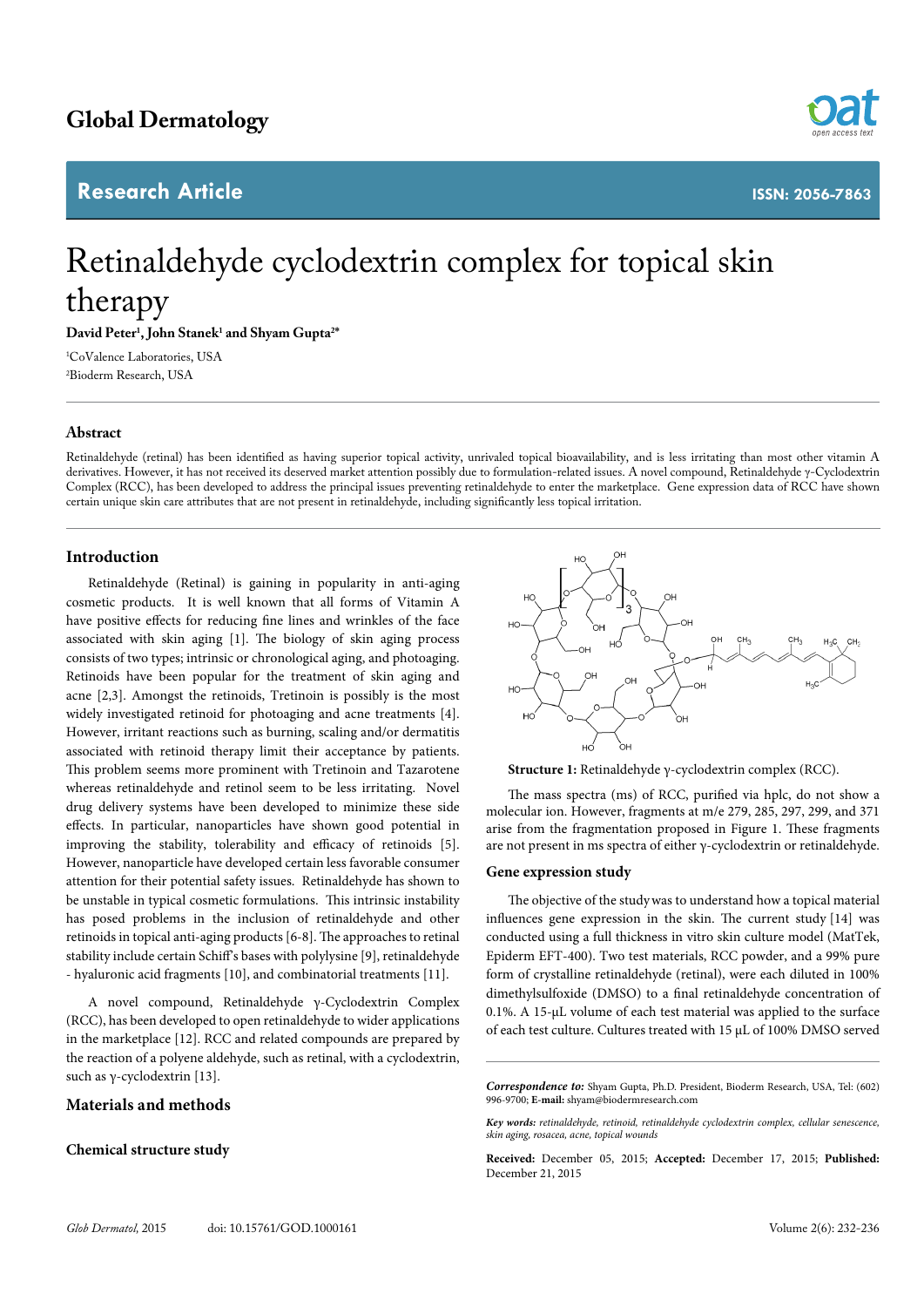Global Dermatology

Research Article

ISSN: 2056-7863

# Retinaldehyde cyclodextrin complex for topical skin therapy

**David Peter[1], John Stanek[1] and Shyam Gupta[2*]**

[1]CoValence Laboratories, USA
[2]Bioderm Research, USA

## Abstract

Retinaldehyde (retinal) has been identified as having superior topical activity, unrivaled topical bioavailability, and is less irritating than most other vitamin A derivatives. However, it has not received its deserved market attention possibly due to formulation-related issues. A novel compound, Retinaldehyde γ-Cyclodextrin Complex (RCC), has been developed to address the principal issues preventing retinaldehyde to enter the marketplace. Gene expression data of RCC have shown certain unique skin care attributes that are not present in retinaldehyde, including significantly less topical irritation.

## Introduction

Retinaldehyde (Retinal) is gaining in popularity in anti-aging cosmetic products. It is well known that all forms of Vitamin A have positive effects for reducing fine lines and wrinkles of the face associated with skin aging [1]. The biology of skin aging process consists of two types; intrinsic or chronological aging, and photoaging. Retinoids have been popular for the treatment of skin aging and acne [2,3]. Amongst the retinoids, Tretinoin is possibly is the most widely investigated retinoid for photoaging and acne treatments [4]. However, irritant reactions such as burning, scaling and/or dermatitis associated with retinoid therapy limit their acceptance by patients. This problem seems more prominent with Tretinoin and Tazarotene whereas retinaldehyde and retinol seem to be less irritating. Novel drug delivery systems have been developed to minimize these side effects. In particular, nanoparticles have shown good potential in improving the stability, tolerability and efficacy of retinoids [5]. However, nanoparticle have developed certain less favorable consumer attention for their potential safety issues. Retinaldehyde has shown to be unstable in typical cosmetic formulations. This intrinsic instability has posed problems in the inclusion of retinaldehyde and other retinoids in topical anti-aging products [6-8]. The approaches to retinal stability include certain Schiff's bases with polylysine [9], retinaldehyde - hyaluronic acid fragments [10], and combinatorial treatments [11].

A novel compound, Retinaldehyde γ-Cyclodextrin Complex (RCC), has been developed to open retinaldehyde to wider applications in the marketplace [12]. RCC and related compounds are prepared by the reaction of a polyene aldehyde, such as retinal, with a cyclodextrin, such as γ-cyclodextrin [13].

## Materials and methods

### Chemical structure study

**Structure 1:** Retinaldehyde γ-cyclodextrin complex (RCC).

The mass spectra (ms) of RCC, purified via hplc, do not show a molecular ion. However, fragments at m/e 279, 285, 297, 299, and 371 arise from the fragmentation proposed in Figure 1. These fragments are not present in ms spectra of either γ-cyclodextrin or retinaldehyde.

### Gene expression study

The objective of the study was to understand how a topical material influences gene expression in the skin. The current study [14] was conducted using a full thickness in vitro skin culture model (MatTek, Epiderm EFT-400). Two test materials, RCC powder, and a 99% pure form of crystalline retinaldehyde (retinal), were each diluted in 100% dimethylsulfoxide (DMSO) to a final retinaldehyde concentration of 0.1%. A 15-μL volume of each test material was applied to the surface of each test culture. Cultures treated with 15 μL of 100% DMSO served

*Correspondence to:* Shyam Gupta, Ph.D. President, Bioderm Research, USA, Tel: (602) 996-9700; **E-mail:** shyam@biodermresearch.com

*Key words: retinaldehyde, retinoid, retinaldehyde cyclodextrin complex, cellular senescence, skin aging, rosacea, acne, topical wounds*

**Received:** December 05, 2015; **Accepted:** December 17, 2015; **Published:** December 21, 2015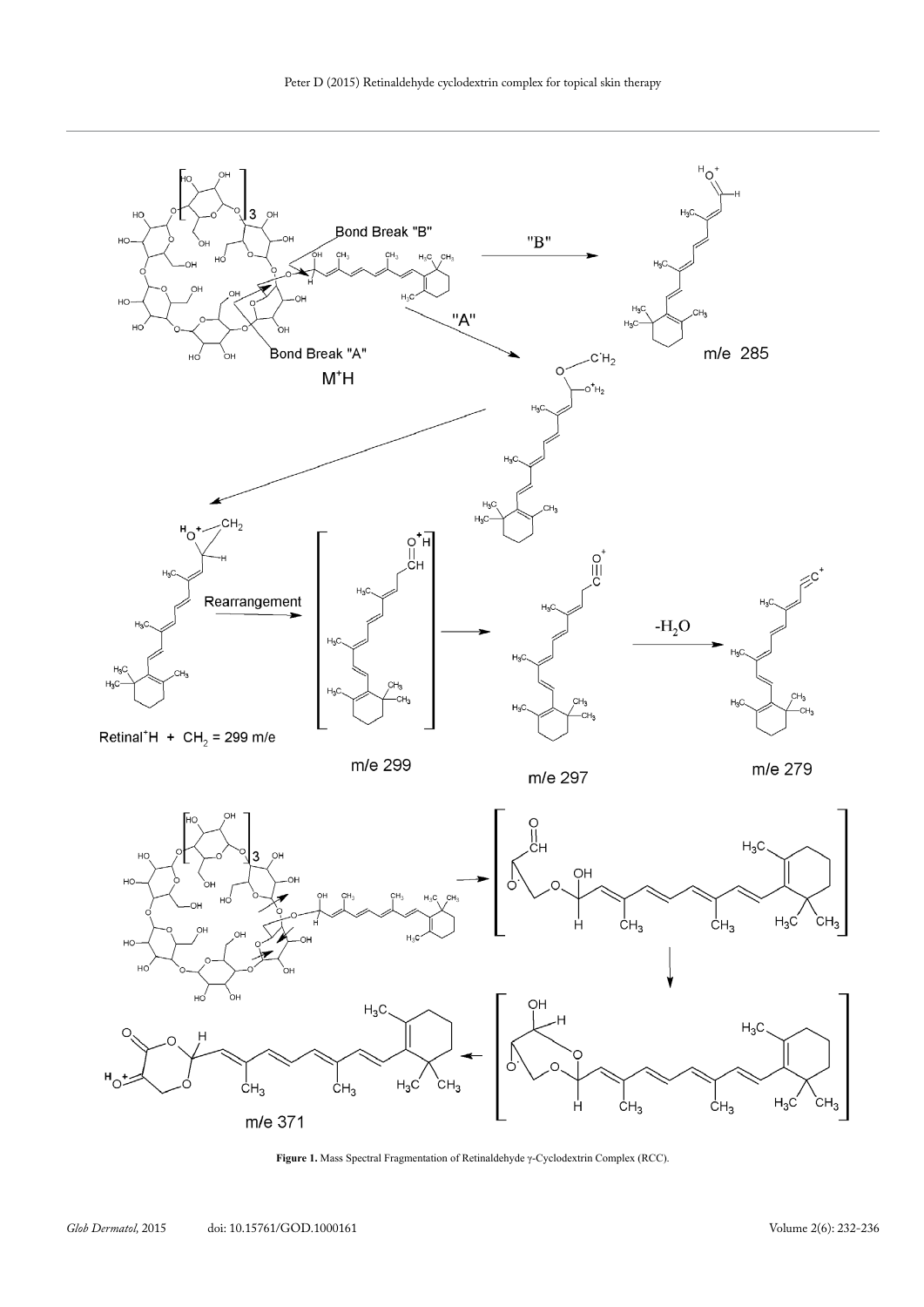**Figure 1.** Mass Spectral Fragmentation of Retinaldehyde γ-Cyclodextrin Complex (RCC).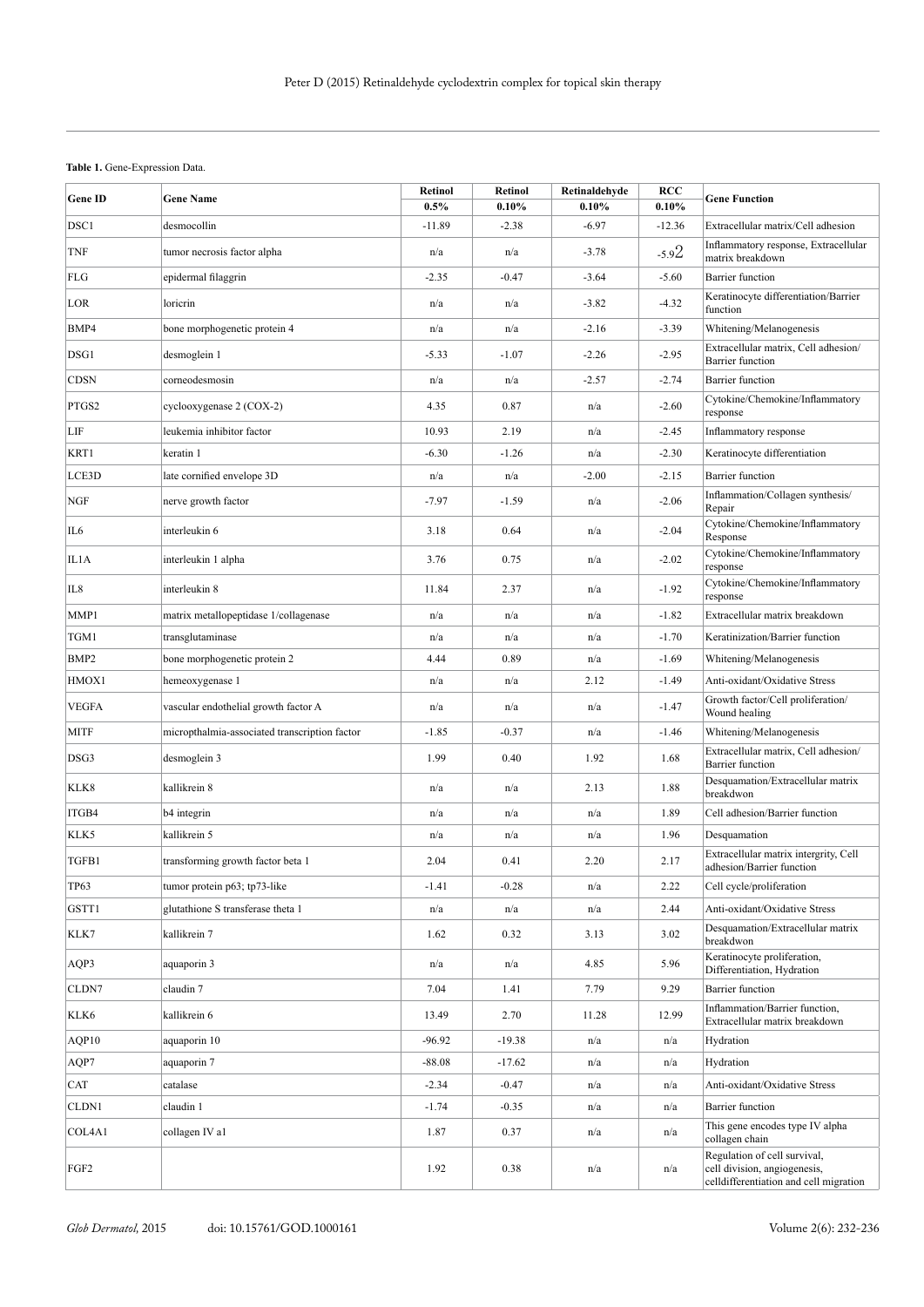**Table 1.** Gene-Expression Data.

| Gene ID | Gene Name | Retinol 0.5% | Retinol 0.10% | Retinaldehyde 0.10% | RCC 0.10% | Gene Function |
|---|---|---|---|---|---|---|
| DSC1 | desmocollin | -11.89 | -2.38 | -6.97 | -12.36 | Extracellular matrix/Cell adhesion |
| TNF | tumor necrosis factor alpha | n/a | n/a | -3.78 | -5.92 | Inflammatory response, Extracellular matrix breakdown |
| FLG | epidermal filaggrin | -2.35 | -0.47 | -3.64 | -5.60 | Barrier function |
| LOR | loricrin | n/a | n/a | -3.82 | -4.32 | Keratinocyte differentiation/Barrier function |
| BMP4 | bone morphogenetic protein 4 | n/a | n/a | -2.16 | -3.39 | Whitening/Melanogenesis |
| DSG1 | desmoglein 1 | -5.33 | -1.07 | -2.26 | -2.95 | Extracellular matrix, Cell adhesion/Barrier function |
| CDSN | corneodesmosin | n/a | n/a | -2.57 | -2.74 | Barrier function |
| PTGS2 | cyclooxygenase 2 (COX-2) | 4.35 | 0.87 | n/a | -2.60 | Cytokine/Chemokine/Inflammatory response |
| LIF | leukemia inhibitor factor | 10.93 | 2.19 | n/a | -2.45 | Inflammatory response |
| KRT1 | keratin 1 | -6.30 | -1.26 | n/a | -2.30 | Keratinocyte differentiation |
| LCE3D | late cornified envelope 3D | n/a | n/a | -2.00 | -2.15 | Barrier function |
| NGF | nerve growth factor | -7.97 | -1.59 | n/a | -2.06 | Inflammation/Collagen synthesis/Repair |
| IL6 | interleukin 6 | 3.18 | 0.64 | n/a | -2.04 | Cytokine/Chemokine/Inflammatory Response |
| IL1A | interleukin 1 alpha | 3.76 | 0.75 | n/a | -2.02 | Cytokine/Chemokine/Inflammatory response |
| IL8 | interleukin 8 | 11.84 | 2.37 | n/a | -1.92 | Cytokine/Chemokine/Inflammatory response |
| MMP1 | matrix metallopeptidase 1/collagenase | n/a | n/a | n/a | -1.82 | Extracellular matrix breakdown |
| TGM1 | transglutaminase | n/a | n/a | n/a | -1.70 | Keratinization/Barrier function |
| BMP2 | bone morphogenetic protein 2 | 4.44 | 0.89 | n/a | -1.69 | Whitening/Melanogenesis |
| HMOX1 | hemeoxygenase 1 | n/a | n/a | 2.12 | -1.49 | Anti-oxidant/Oxidative Stress |
| VEGFA | vascular endothelial growth factor A | n/a | n/a | n/a | -1.47 | Growth factor/Cell proliferation/Wound healing |
| MITF | micropthalmia-associated transcription factor | -1.85 | -0.37 | n/a | -1.46 | Whitening/Melanogenesis |
| DSG3 | desmoglein 3 | 1.99 | 0.40 | 1.92 | 1.68 | Extracellular matrix, Cell adhesion/Barrier function |
| KLK8 | kallikrein 8 | n/a | n/a | 2.13 | 1.88 | Desquamation/Extracellular matrix breakdwon |
| ITGB4 | b4 integrin | n/a | n/a | n/a | 1.89 | Cell adhesion/Barrier function |
| KLK5 | kallikrein 5 | n/a | n/a | n/a | 1.96 | Desquamation |
| TGFB1 | transforming growth factor beta 1 | 2.04 | 0.41 | 2.20 | 2.17 | Extracellular matrix intergrity, Cell adhesion/Barrier function |
| TP63 | tumor protein p63; tp73-like | -1.41 | -0.28 | n/a | 2.22 | Cell cycle/proliferation |
| GSTT1 | glutathione S transferase theta 1 | n/a | n/a | n/a | 2.44 | Anti-oxidant/Oxidative Stress |
| KLK7 | kallikrein 7 | 1.62 | 0.32 | 3.13 | 3.02 | Desquamation/Extracellular matrix breakdwon |
| AQP3 | aquaporin 3 | n/a | n/a | 4.85 | 5.96 | Keratinocyte proliferation, Differentiation, Hydration |
| CLDN7 | claudin 7 | 7.04 | 1.41 | 7.79 | 9.29 | Barrier function |
| KLK6 | kallikrein 6 | 13.49 | 2.70 | 11.28 | 12.99 | Inflammation/Barrier function, Extracellular matrix breakdown |
| AQP10 | aquaporin 10 | -96.92 | -19.38 | n/a | n/a | Hydration |
| AQP7 | aquaporin 7 | -88.08 | -17.62 | n/a | n/a | Hydration |
| CAT | catalase | -2.34 | -0.47 | n/a | n/a | Anti-oxidant/Oxidative Stress |
| CLDN1 | claudin 1 | -1.74 | -0.35 | n/a | n/a | Barrier function |
| COL4A1 | collagen IV a1 | 1.87 | 0.37 | n/a | n/a | This gene encodes type IV alpha collagen chain |
| FGF2 | | 1.92 | 0.38 | n/a | n/a | Regulation of cell survival, cell division, angiogenesis, celldifferentiation and cell migration |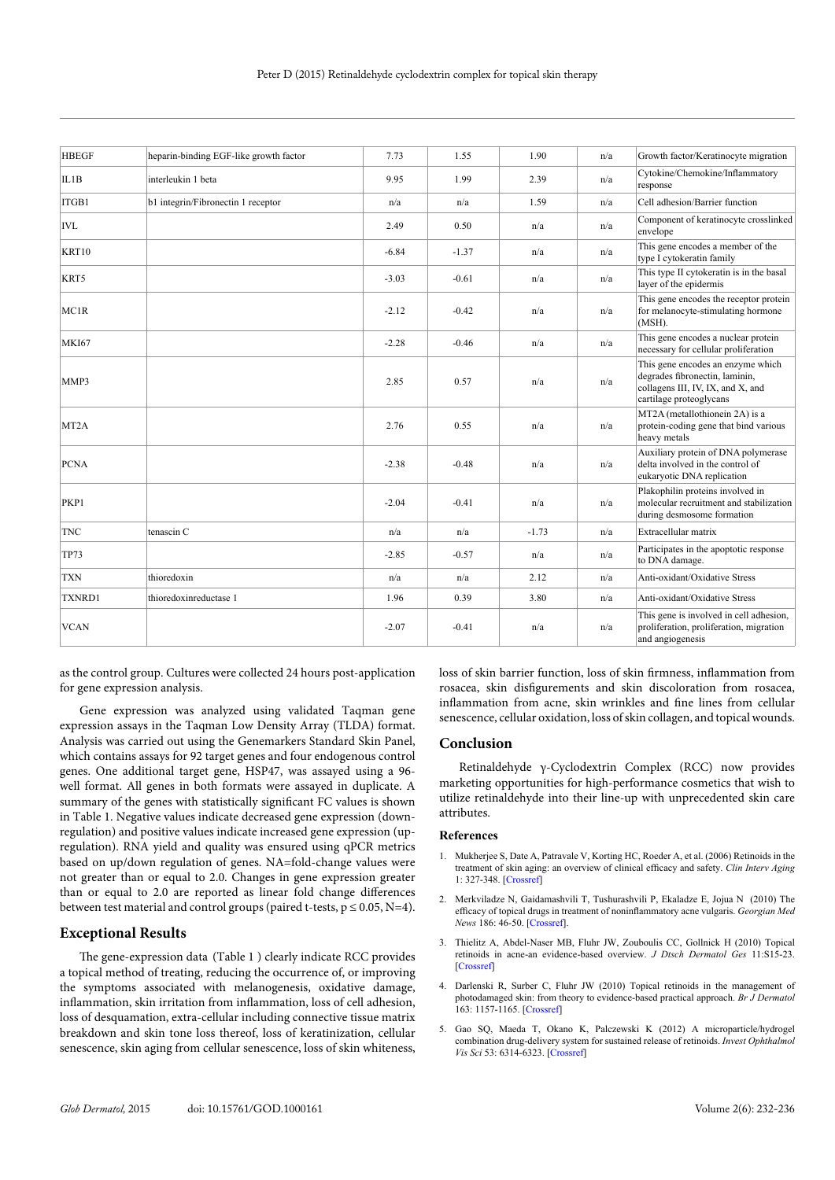| HBEGF | heparin-binding EGF-like growth factor | 7.73 | 1.55 | 1.90 | n/a | Growth factor/Keratinocyte migration |
|---|---|---|---|---|---|---|
| IL1B | interleukin 1 beta | 9.95 | 1.99 | 2.39 | n/a | Cytokine/Chemokine/Inflammatory response |
| ITGB1 | b1 integrin/Fibronectin 1 receptor | n/a | n/a | 1.59 | n/a | Cell adhesion/Barrier function |
| IVL | | 2.49 | 0.50 | n/a | n/a | Component of keratinocyte crosslinked envelope |
| KRT10 | | -6.84 | -1.37 | n/a | n/a | This gene encodes a member of the type I cytokeratin family |
| KRT5 | | -3.03 | -0.61 | n/a | n/a | This type II cytokeratin is in the basal layer of the epidermis |
| MC1R | | -2.12 | -0.42 | n/a | n/a | This gene encodes the receptor protein for melanocyte-stimulating hormone (MSH). |
| MKI67 | | -2.28 | -0.46 | n/a | n/a | This gene encodes a nuclear protein necessary for cellular proliferation |
| MMP3 | | 2.85 | 0.57 | n/a | n/a | This gene encodes an enzyme which degrades fibronectin, laminin, collagens III, IV, IX, and X, and cartilage proteoglycans |
| MT2A | | 2.76 | 0.55 | n/a | n/a | MT2A (metallothionein 2A) is a protein-coding gene that bind various heavy metals |
| PCNA | | -2.38 | -0.48 | n/a | n/a | Auxiliary protein of DNA polymerase delta involved in the control of eukaryotic DNA replication |
| PKP1 | | -2.04 | -0.41 | n/a | n/a | Plakophilin proteins involved in molecular recruitment and stabilization during desmosome formation |
| TNC | tenascin C | n/a | n/a | -1.73 | n/a | Extracellular matrix |
| TP73 | | -2.85 | -0.57 | n/a | n/a | Participates in the apoptotic response to DNA damage. |
| TXN | thioredoxin | n/a | n/a | 2.12 | n/a | Anti-oxidant/Oxidative Stress |
| TXNRD1 | thioredoxinreductase 1 | 1.96 | 0.39 | 3.80 | n/a | Anti-oxidant/Oxidative Stress |
| VCAN | | -2.07 | -0.41 | n/a | n/a | This gene is involved in cell adhesion, proliferation, proliferation, migration and angiogenesis |

as the control group. Cultures were collected 24 hours post-application for gene expression analysis.

Gene expression was analyzed using validated Taqman gene expression assays in the Taqman Low Density Array (TLDA) format. Analysis was carried out using the Genemarkers Standard Skin Panel, which contains assays for 92 target genes and four endogenous control genes. One additional target gene, HSP47, was assayed using a 96-well format. All genes in both formats were assayed in duplicate. A summary of the genes with statistically significant FC values is shown in Table 1. Negative values indicate decreased gene expression (down-regulation) and positive values indicate increased gene expression (up-regulation). RNA yield and quality was ensured using qPCR metrics based on up/down regulation of genes. NA=fold-change values were not greater than or equal to 2.0. Changes in gene expression greater than or equal to 2.0 are reported as linear fold change differences between test material and control groups (paired t-tests, $p \leq 0.05$, N=4).

## Exceptional Results

The gene-expression data (Table 1 ) clearly indicate RCC provides a topical method of treating, reducing the occurrence of, or improving the symptoms associated with melanogenesis, oxidative damage, inflammation, skin irritation from inflammation, loss of cell adhesion, loss of desquamation, extra-cellular including connective tissue matrix breakdown and skin tone loss thereof, loss of keratinization, cellular senescence, skin aging from cellular senescence, loss of skin whiteness, loss of skin barrier function, loss of skin firmness, inflammation from rosacea, skin disfigurements and skin discoloration from rosacea, inflammation from acne, skin wrinkles and fine lines from cellular senescence, cellular oxidation, loss of skin collagen, and topical wounds.

## Conclusion

Retinaldehyde γ-Cyclodextrin Complex (RCC) now provides marketing opportunities for high-performance cosmetics that wish to utilize retinaldehyde into their line-up with unprecedented skin care attributes.

### References

1. Mukherjee S, Date A, Patravale V, Korting HC, Roeder A, et al. (2006) Retinoids in the treatment of skin aging: an overview of clinical efficacy and safety. *Clin Interv Aging* 1: 327-348. [Crossref]
2. Merkviladze N, Gaidamashvili T, Tushurashvili P, Ekaladze E, Jojua N (2010) The efficacy of topical drugs in treatment of noninflammatory acne vulgaris. *Georgian Med News* 186: 46-50. [Crossref].
3. Thielitz A, Abdel-Naser MB, Fluhr JW, Zouboulis CC, Gollnick H (2010) Topical retinoids in acne-an evidence-based overview. *J Dtsch Dermatol Ges* 11:S15-23. [Crossref]
4. Darlenski R, Surber C, Fluhr JW (2010) Topical retinoids in the management of photodamaged skin: from theory to evidence-based practical approach. *Br J Dermatol* 163: 1157-1165. [Crossref]
5. Gao SQ, Maeda T, Okano K, Palczewski K (2012) A microparticle/hydrogel combination drug-delivery system for sustained release of retinoids. *Invest Ophthalmol Vis Sci* 53: 6314-6323. [Crossref]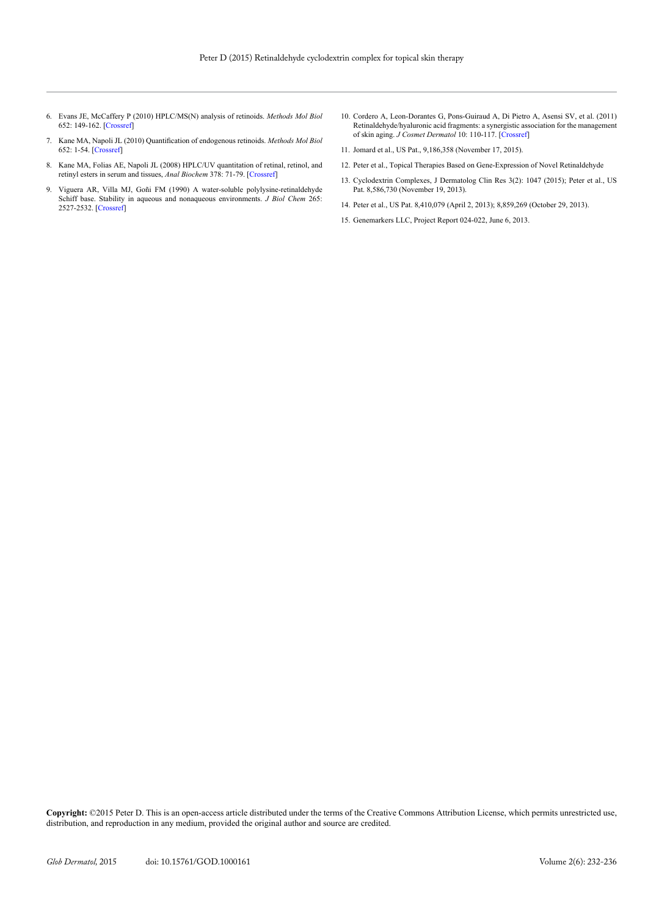6. Evans JE, McCaffery P (2010) HPLC/MS(N) analysis of retinoids. *Methods Mol Biol* 652: 149-162. [Crossref]

7. Kane MA, Napoli JL (2010) Quantification of endogenous retinoids. *Methods Mol Biol* 652: 1-54. [Crossref]

8. Kane MA, Folias AE, Napoli JL (2008) HPLC/UV quantitation of retinal, retinol, and retinyl esters in serum and tissues, *Anal Biochem* 378: 71-79. [Crossref]

9. Viguera AR, Villa MJ, Goñi FM (1990) A water-soluble polylysine-retinaldehyde Schiff base. Stability in aqueous and nonaqueous environments. *J Biol Chem* 265: 2527-2532. [Crossref]

10. Cordero A, Leon-Dorantes G, Pons-Guiraud A, Di Pietro A, Asensi SV, et al. (2011) Retinaldehyde/hyaluronic acid fragments: a synergistic association for the management of skin aging. *J Cosmet Dermatol* 10: 110-117. [Crossref]

11. Jomard et al., US Pat., 9,186,358 (November 17, 2015).

12. Peter et al., Topical Therapies Based on Gene-Expression of Novel Retinaldehyde

13. Cyclodextrin Complexes, J Dermatolog Clin Res 3(2): 1047 (2015); Peter et al., US Pat. 8,586,730 (November 19, 2013).

14. Peter et al., US Pat. 8,410,079 (April 2, 2013); 8,859,269 (October 29, 2013).

15. Genemarkers LLC, Project Report 024-022, June 6, 2013.

**Copyright:** ©2015 Peter D. This is an open-access article distributed under the terms of the Creative Commons Attribution License, which permits unrestricted use, distribution, and reproduction in any medium, provided the original author and source are credited.